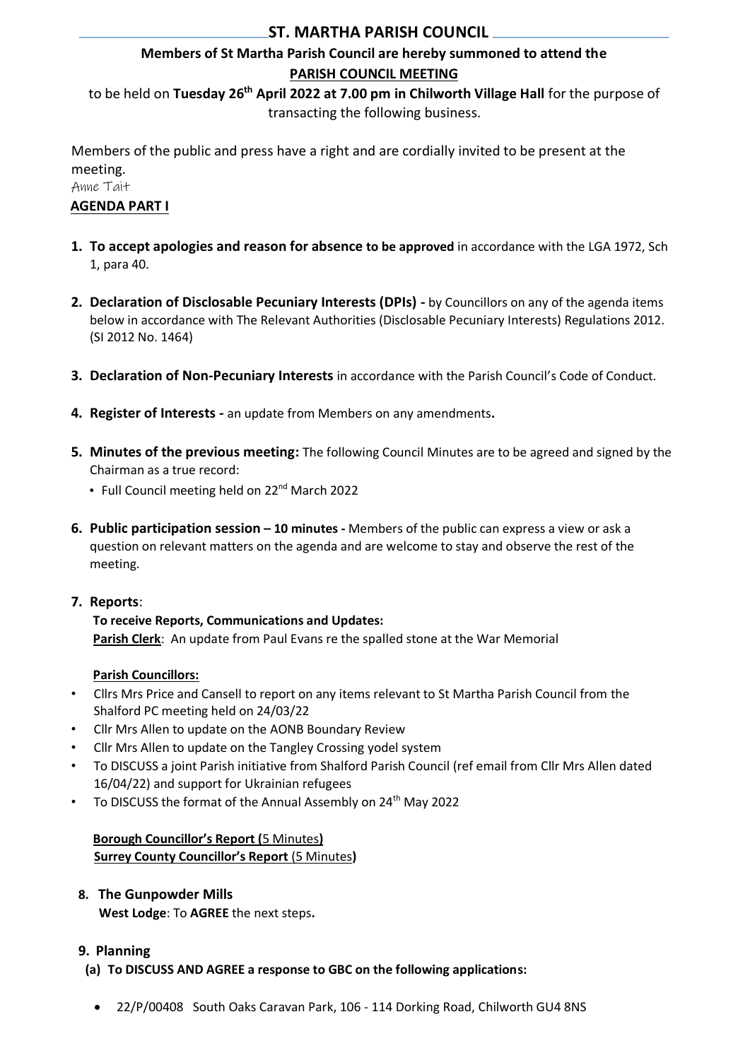# ST. MARTHA PARISH COUNCIL

**Members of St Martha Parish Council are hereby summoned to attend the**
**PARISH COUNCIL MEETING**

to be held on **Tuesday 26th April 2022 at 7.00 pm in Chilworth Village Hall** for the purpose of transacting the following business.

Members of the public and press have a right and are cordially invited to be present at the meeting.

Anne Tait

**AGENDA PART I**

1. **To accept apologies and reason for absence to be approved** in accordance with the LGA 1972, Sch 1, para 40.

2. **Declaration of Disclosable Pecuniary Interests (DPIs) -** by Councillors on any of the agenda items below in accordance with The Relevant Authorities (Disclosable Pecuniary Interests) Regulations 2012. (SI 2012 No. 1464)

3. **Declaration of Non-Pecuniary Interests** in accordance with the Parish Council's Code of Conduct.

4. **Register of Interests -** an update from Members on any amendments**.**

5. **Minutes of the previous meeting:** The following Council Minutes are to be agreed and signed by the Chairman as a true record:
   - Full Council meeting held on 22nd March 2022

6. **Public participation session – 10 minutes -** Members of the public can express a view or ask a question on relevant matters on the agenda and are welcome to stay and observe the rest of the meeting.

7. **Reports**:

   **To receive Reports, Communications and Updates:**
   **Parish Clerk**: An update from Paul Evans re the spalled stone at the War Memorial

   **Parish Councillors:**
   - Cllrs Mrs Price and Cansell to report on any items relevant to St Martha Parish Council from the Shalford PC meeting held on 24/03/22
   - Cllr Mrs Allen to update on the AONB Boundary Review
   - Cllr Mrs Allen to update on the Tangley Crossing yodel system
   - To DISCUSS a joint Parish initiative from Shalford Parish Council (ref email from Cllr Mrs Allen dated 16/04/22) and support for Ukrainian refugees
   - To DISCUSS the format of the Annual Assembly on 24th May 2022

   **Borough Councillor's Report (**5 Minutes**)**
   **Surrey County Councillor's Report** (5 Minutes**)**

8. **The Gunpowder Mills**
   **West Lodge**: To **AGREE** the next steps**.**

9. **Planning**

   **(a) To DISCUSS AND AGREE a response to GBC on the following applications:**

   - 22/P/00408 South Oaks Caravan Park, 106 - 114 Dorking Road, Chilworth GU4 8NS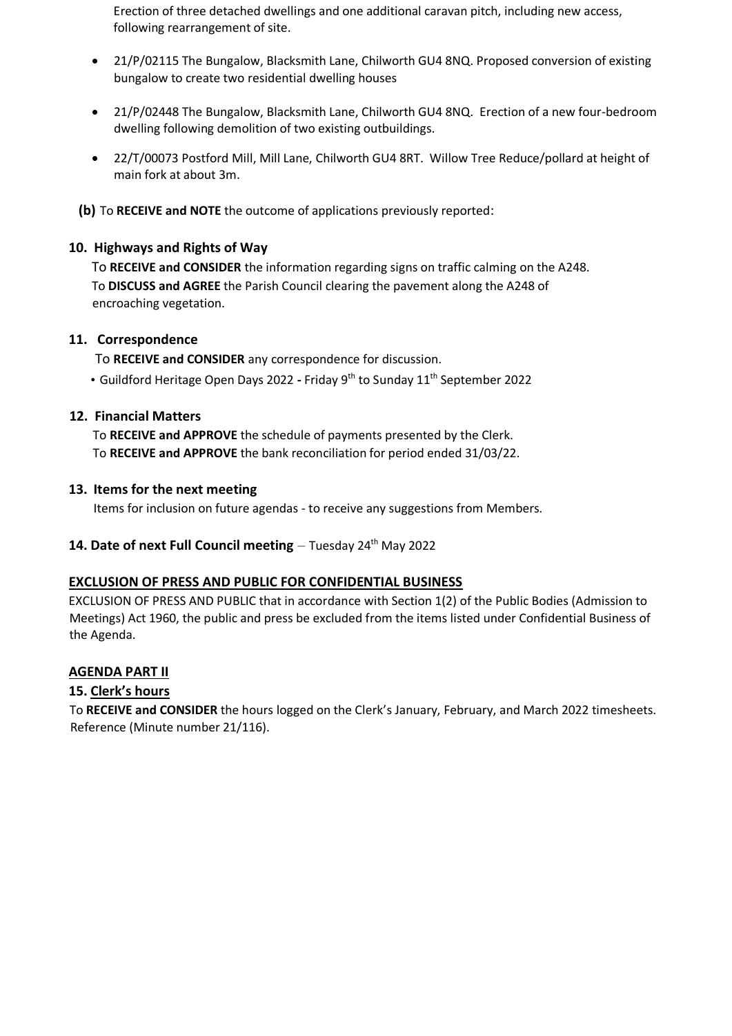Erection of three detached dwellings and one additional caravan pitch, including new access, following rearrangement of site.

- 21/P/02115 The Bungalow, Blacksmith Lane, Chilworth GU4 8NQ. Proposed conversion of existing bungalow to create two residential dwelling houses
- 21/P/02448 The Bungalow, Blacksmith Lane, Chilworth GU4 8NQ. Erection of a new four-bedroom dwelling following demolition of two existing outbuildings.
- 22/T/00073 Postford Mill, Mill Lane, Chilworth GU4 8RT. Willow Tree Reduce/pollard at height of main fork at about 3m.

**(b)** To **RECEIVE and NOTE** the outcome of applications previously reported:

### 10. Highways and Rights of Way

To **RECEIVE and CONSIDER** the information regarding signs on traffic calming on the A248.
To **DISCUSS and AGREE** the Parish Council clearing the pavement along the A248 of encroaching vegetation.

### 11. Correspondence

To **RECEIVE and CONSIDER** any correspondence for discussion.

- Guildford Heritage Open Days 2022 **-** Friday 9th to Sunday 11th September 2022

### 12. Financial Matters

To **RECEIVE and APPROVE** the schedule of payments presented by the Clerk.
To **RECEIVE and APPROVE** the bank reconciliation for period ended 31/03/22.

### 13. Items for the next meeting

Items for inclusion on future agendas - to receive any suggestions from Members.

### 14. Date of next Full Council meeting – Tuesday 24th May 2022

**EXCLUSION OF PRESS AND PUBLIC FOR CONFIDENTIAL BUSINESS**

EXCLUSION OF PRESS AND PUBLIC that in accordance with Section 1(2) of the Public Bodies (Admission to Meetings) Act 1960, the public and press be excluded from the items listed under Confidential Business of the Agenda.

**AGENDA PART II**

### 15. Clerk's hours

To **RECEIVE and CONSIDER** the hours logged on the Clerk's January, February, and March 2022 timesheets. Reference (Minute number 21/116).